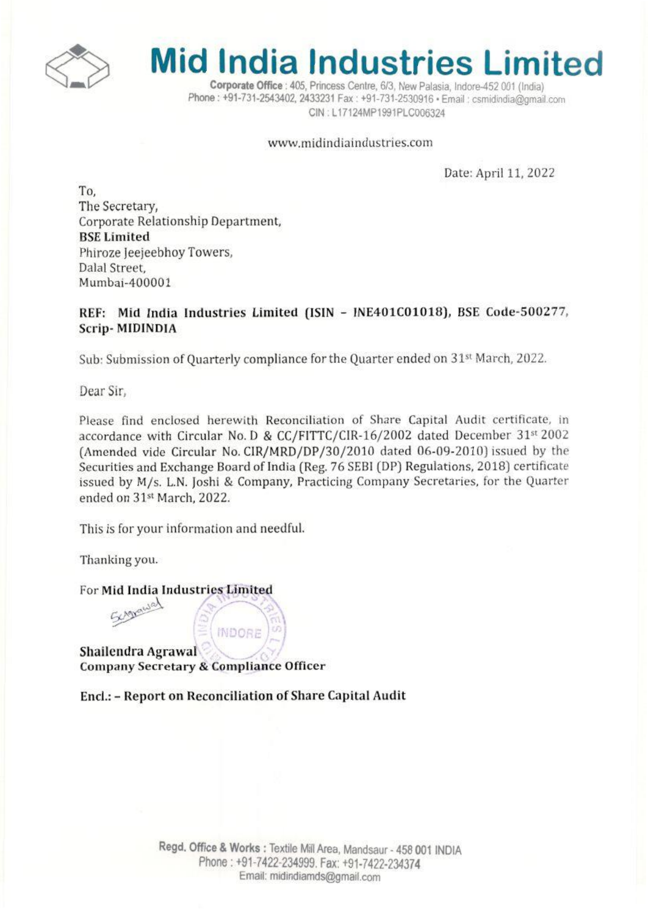# Mid India Industries Limited

**Corporate Office** : 405, Princess Centre, 6/3, New Palasia, Indore-452 001 (India)
Phone : +91-731-2543402, 2433231 Fax : +91-731-2530916 • Email : csmidindia@gmail.com
CIN : L17124MP1991PLC006324

www.midindiaindustries.com

Date: April 11, 2022

To,
The Secretary,
Corporate Relationship Department,
**BSE Limited**
Phiroze Jeejeebhoy Towers,
Dalal Street,
Mumbai-400001

**REF: Mid India Industries Limited (ISIN – INE401C01018), BSE Code-500277, Scrip- MIDINDIA**

Sub: Submission of Quarterly compliance for the Quarter ended on 31st March, 2022.

Dear Sir,

Please find enclosed herewith Reconciliation of Share Capital Audit certificate, in accordance with Circular No. D & CC/FITTC/CIR-16/2002 dated December 31st 2002 (Amended vide Circular No. CIR/MRD/DP/30/2010 dated 06-09-2010) issued by the Securities and Exchange Board of India (Reg. 76 SEBI (DP) Regulations, 2018) certificate issued by M/s. L.N. Joshi & Company, Practicing Company Secretaries, for the Quarter ended on 31st March, 2022.

This is for your information and needful.

Thanking you.

For **Mid India Industries Limited**

**Shailendra Agrawal**
**Company Secretary & Compliance Officer**

**Encl.: – Report on Reconciliation of Share Capital Audit**

**Regd. Office & Works** : Textile Mill Area, Mandsaur - 458 001 INDIA
Phone : +91-7422-234999. Fax: +91-7422-234374
Email: midindiamds@gmail.com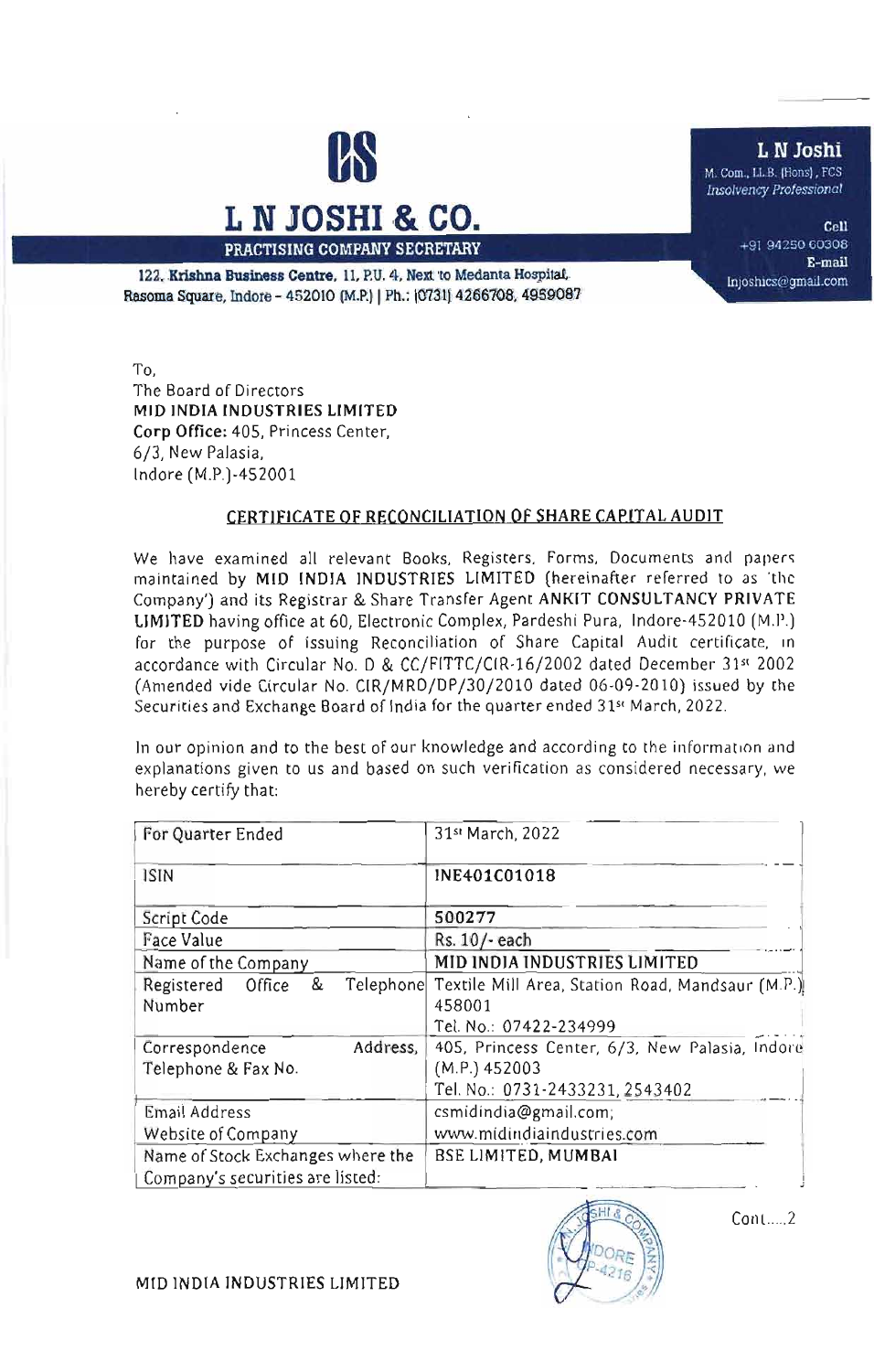# L N JOSHI & CO.

PRACTISING COMPANY SECRETARY

122, Krishna Business Centre, 11, P.U. 4, Next to Medanta Hospital, Rasoma Square, Indore - 452010 (M.P.) | Ph.: (0731) 4266708, 4959087

**L N Joshi**
M. Com., LL.B. (Hons), FCS
*Insolvency Professional*

**Cell** +91 94250 60308
**E-mail** lnjoshics@gmail.com

To,
The Board of Directors
**MID INDIA INDUSTRIES LIMITED**
**Corp Office:** 405, Princess Center,
6/3, New Palasia,
Indore (M.P.)-452001

## CERTIFICATE OF RECONCILIATION OF SHARE CAPITAL AUDIT

We have examined all relevant Books, Registers, Forms, Documents and papers maintained by **MID INDIA INDUSTRIES LIMITED** (hereinafter referred to as 'the Company') and its Registrar & Share Transfer Agent **ANKIT CONSULTANCY PRIVATE LIMITED** having office at 60, Electronic Complex, Pardeshi Pura, Indore-452010 (M.P.) for the purpose of issuing Reconciliation of Share Capital Audit certificate, in accordance with Circular No. D & CC/FITTC/CIR-16/2002 dated December 31st 2002 (Amended vide Circular No. CIR/MRD/DP/30/2010 dated 06-09-2010) issued by the Securities and Exchange Board of India for the quarter ended 31st March, 2022.

In our opinion and to the best of our knowledge and according to the information and explanations given to us and based on such verification as considered necessary, we hereby certify that:

| For Quarter Ended | 31st March, 2022 |
|---|---|
| ISIN | **INE401C01018** |
| Script Code | **500277** |
| Face Value | Rs. 10/- each |
| Name of the Company | **MID INDIA INDUSTRIES LIMITED** |
| Registered Office & Telephone Number | Textile Mill Area, Station Road, Mandsaur (M.P.) 458001 Tel. No.: 07422-234999 |
| Correspondence Address, Telephone & Fax No. | 405, Princess Center, 6/3, New Palasia, Indore (M.P.) 452003 Tel. No.: 0731-2433231, 2543402 |
| Email Address Website of Company | csmidindia@gmail.com; www.midindiaindustries.com |
| Name of Stock Exchanges where the Company's securities are listed: | **BSE LIMITED, MUMBAI** |

Cont.....2

MID INDIA INDUSTRIES LIMITED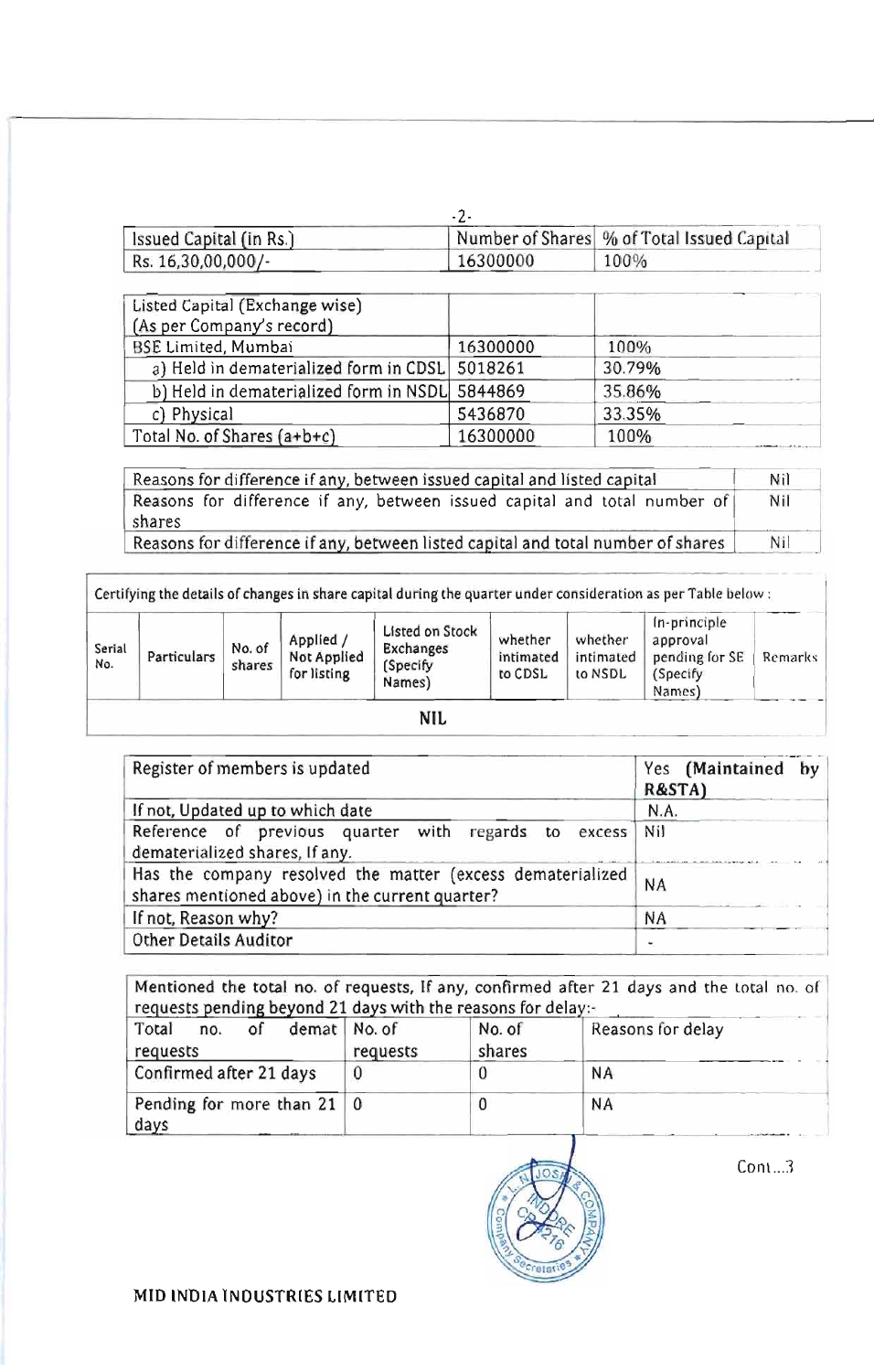| Issued Capital (in Rs.) | Number of Shares | % of Total Issued Capital |
|---|---|---|
| Rs. 16,30,00,000/- | 16300000 | 100% |

| Listed Capital (Exchange wise) (As per Company's record) | | |
|---|---|---|
| BSE Limited, Mumbai | 16300000 | 100% |
| a) Held in dematerialized form in CDSL | 5018261 | 30.79% |
| b) Held in dematerialized form in NSDL | 5844869 | 35.86% |
| c) Physical | 5436870 | 33.35% |
| Total No. of Shares (a+b+c) | 16300000 | 100% |

| | |
|---|---|
| Reasons for difference if any, between issued capital and listed capital | Nil |
| Reasons for difference if any, between issued capital and total number of shares | Nil |
| Reasons for difference if any, between listed capital and total number of shares | Nil |

Certifying the details of changes in share capital during the quarter under consideration as per Table below :

| Serial No. | Particulars | No. of shares | Applied / Not Applied for listing | Listed on Stock Exchanges (Specify Names) | whether intimated to CDSL | whether intimated to NSDL | In-principle approval pending for SE (Specify Names) | Remarks |
|---|---|---|---|---|---|---|---|---|
| NIL | | | | | | | | |

| | |
|---|---|
| Register of members is updated | Yes **(Maintained by R&STA)** |
| If not, Updated up to which date | N.A. |
| Reference of previous quarter with regards to excess dematerialized shares, If any. | Nil |
| Has the company resolved the matter (excess dematerialized shares mentioned above) in the current quarter? | NA |
| If not, Reason why? | NA |
| Other Details Auditor | - |

Mentioned the total no. of requests, If any, confirmed after 21 days and the total no. of requests pending beyond 21 days with the reasons for delay:-

| Total no. of demat requests | No. of requests | No. of shares | Reasons for delay |
|---|---|---|---|
| Confirmed after 21 days | 0 | 0 | NA |
| Pending for more than 21 days | 0 | 0 | NA |

Cont...3

MID INDIA INDUSTRIES LIMITED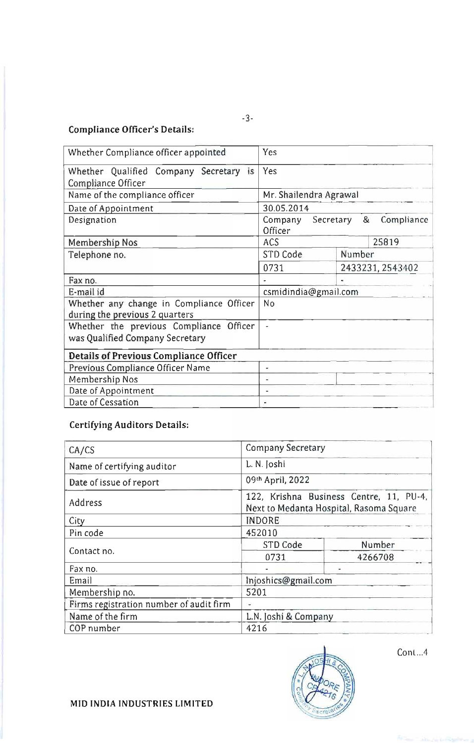### Compliance Officer's Details:

| | | |
|---|---|---|
| Whether Compliance officer appointed | Yes | |
| Whether Qualified Company Secretary is Compliance Officer | Yes | |
| Name of the compliance officer | Mr. Shailendra Agrawal | |
| Date of Appointment | 30.05.2014 | |
| Designation | Company Secretary & Compliance Officer | |
| Membership Nos | ACS | 25819 |
| Telephone no. | STD Code | Number |
| | 0731 | 2433231, 2543402 |
| Fax no. | - | - |
| E-mail id | csmidindia@gmail.com | |
| Whether any change in Compliance Officer during the previous 2 quarters | No | |
| Whether the previous Compliance Officer was Qualified Company Secretary | - | |
| **Details of Previous Compliance Officer** | | |
| Previous Compliance Officer Name | - | |
| Membership Nos | - | |
| Date of Appointment | - | |
| Date of Cessation | - | |

### Certifying Auditors Details:

| | | |
|---|---|---|
| CA/CS | Company Secretary | |
| Name of certifying auditor | L. N. Joshi | |
| Date of issue of report | 09th April, 2022 | |
| Address | 122, Krishna Business Centre, 11, PU-4, Next to Medanta Hospital, Rasoma Square | |
| City | INDORE | |
| Pin code | 452010 | |
| Contact no. | STD Code | Number |
| | 0731 | 4266708 |
| Fax no. | - | - |
| Email | lnjoshics@gmail.com | |
| Membership no. | 5201 | |
| Firms registration number of audit firm | - | |
| Name of the firm | L.N. Joshi & Company | |
| COP number | 4216 | |

Cont...4

MID INDIA INDUSTRIES LIMITED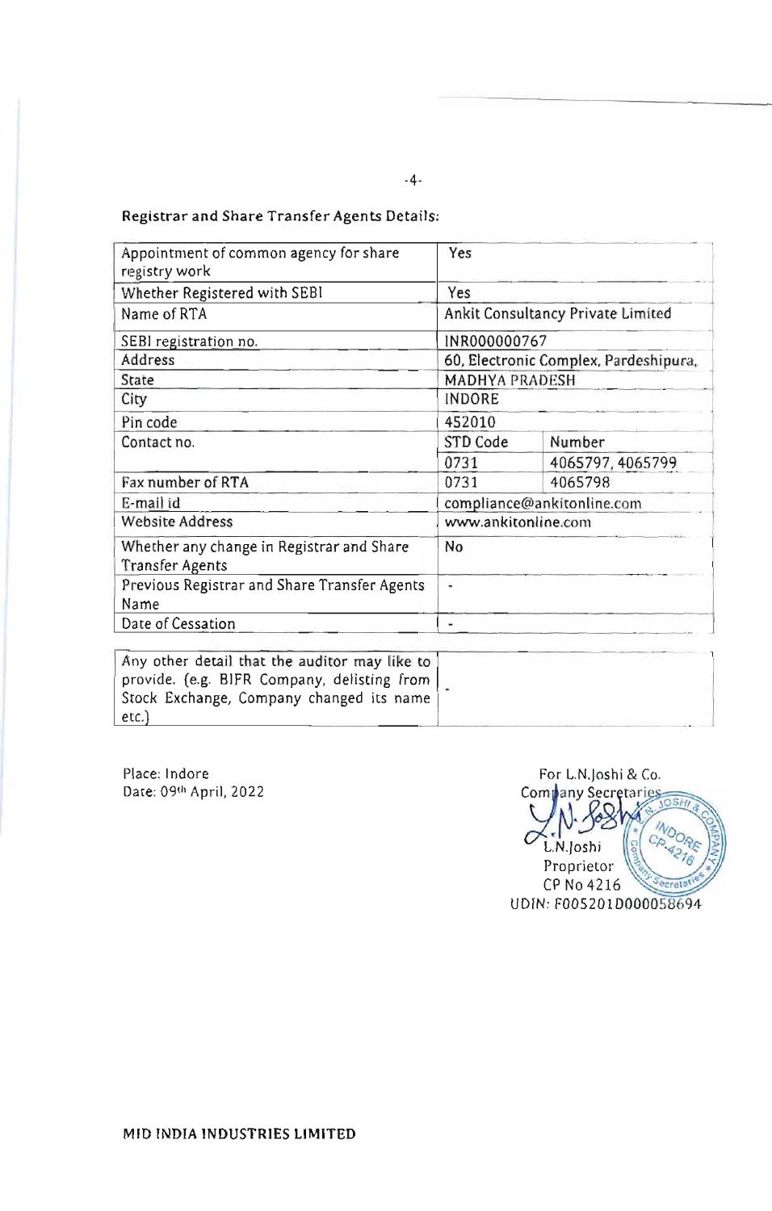**Registrar and Share Transfer Agents Details:**

| | | |
|---|---|---|
| Appointment of common agency for share registry work | Yes | |
| Whether Registered with SEBI | Yes | |
| Name of RTA | Ankit Consultancy Private Limited | |
| SEBI registration no. | INR000000767 | |
| Address | 60, Electronic Complex, Pardeshipura, | |
| State | MADHYA PRADESH | |
| City | INDORE | |
| Pin code | 452010 | |
| Contact no. | STD Code | Number |
| | 0731 | 4065797, 4065799 |
| Fax number of RTA | 0731 | 4065798 |
| E-mail id | compliance@ankitonline.com | |
| Website Address | www.ankitonline.com | |
| Whether any change in Registrar and Share Transfer Agents | No | |
| Previous Registrar and Share Transfer Agents Name | - | |
| Date of Cessation | - | |

| | |
|---|---|
| Any other detail that the auditor may like to provide. (e.g. BIFR Company, delisting from Stock Exchange, Company changed its name etc.) | - |

Place: Indore
Date: 09th April, 2022

For L.N.Joshi & Co.
Company Secretaries

L.N.Joshi
Proprietor
CP No 4216
UDIN: F005201D000058694

MID INDIA INDUSTRIES LIMITED